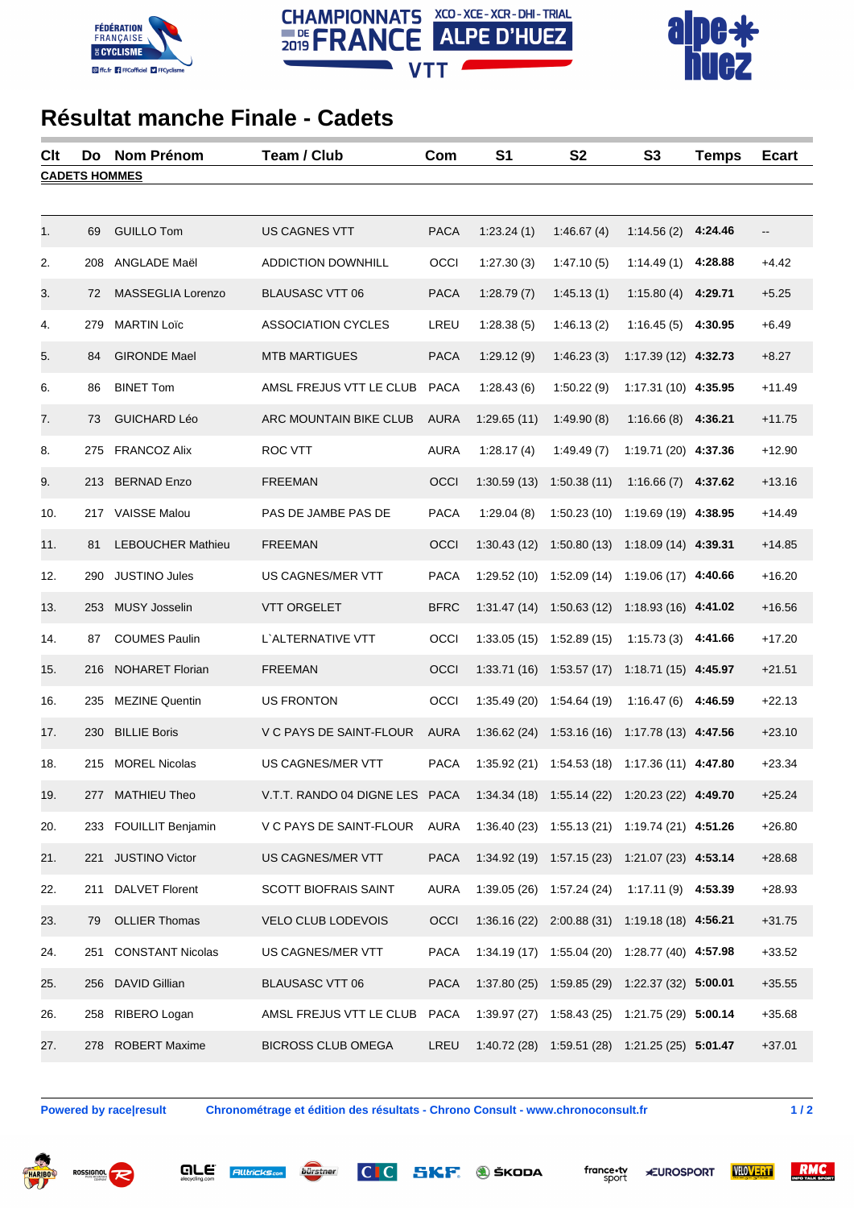CHAMPIONNATS DE FRANCE 2019 XCO - XCE - XCR - DHI - TRIAL ALPE D'HUEZ VTT

# Résultat manche Finale - Cadets

| Clt | Do | Nom Prénom | Team / Club | Com | S1 | S2 | S3 | Temps | Ecart |
|---|---|---|---|---|---|---|---|---|---|
| **CADETS HOMMES** | | | | | | | | | |
| 1. | 69 | GUILLO Tom | US CAGNES VTT | PACA | 1:23.24 (1) | 1:46.67 (4) | 1:14.56 (2) | **4:24.46** | -- |
| 2. | 208 | ANGLADE Maël | ADDICTION DOWNHILL | OCCI | 1:27.30 (3) | 1:47.10 (5) | 1:14.49 (1) | **4:28.88** | +4.42 |
| 3. | 72 | MASSEGLIA Lorenzo | BLAUSASC VTT 06 | PACA | 1:28.79 (7) | 1:45.13 (1) | 1:15.80 (4) | **4:29.71** | +5.25 |
| 4. | 279 | MARTIN Loïc | ASSOCIATION CYCLES | LREU | 1:28.38 (5) | 1:46.13 (2) | 1:16.45 (5) | **4:30.95** | +6.49 |
| 5. | 84 | GIRONDE Mael | MTB MARTIGUES | PACA | 1:29.12 (9) | 1:46.23 (3) | 1:17.39 (12) | **4:32.73** | +8.27 |
| 6. | 86 | BINET Tom | AMSL FREJUS VTT LE CLUB | PACA | 1:28.43 (6) | 1:50.22 (9) | 1:17.31 (10) | **4:35.95** | +11.49 |
| 7. | 73 | GUICHARD Léo | ARC MOUNTAIN BIKE CLUB | AURA | 1:29.65 (11) | 1:49.90 (8) | 1:16.66 (8) | **4:36.21** | +11.75 |
| 8. | 275 | FRANCOZ Alix | ROC VTT | AURA | 1:28.17 (4) | 1:49.49 (7) | 1:19.71 (20) | **4:37.36** | +12.90 |
| 9. | 213 | BERNAD Enzo | FREEMAN | OCCI | 1:30.59 (13) | 1:50.38 (11) | 1:16.66 (7) | **4:37.62** | +13.16 |
| 10. | 217 | VAISSE Malou | PAS DE JAMBE PAS DE | PACA | 1:29.04 (8) | 1:50.23 (10) | 1:19.69 (19) | **4:38.95** | +14.49 |
| 11. | 81 | LEBOUCHER Mathieu | FREEMAN | OCCI | 1:30.43 (12) | 1:50.80 (13) | 1:18.09 (14) | **4:39.31** | +14.85 |
| 12. | 290 | JUSTINO Jules | US CAGNES/MER VTT | PACA | 1:29.52 (10) | 1:52.09 (14) | 1:19.06 (17) | **4:40.66** | +16.20 |
| 13. | 253 | MUSY Josselin | VTT ORGELET | BFRC | 1:31.47 (14) | 1:50.63 (12) | 1:18.93 (16) | **4:41.02** | +16.56 |
| 14. | 87 | COUMES Paulin | L`ALTERNATIVE VTT | OCCI | 1:33.05 (15) | 1:52.89 (15) | 1:15.73 (3) | **4:41.66** | +17.20 |
| 15. | 216 | NOHARET Florian | FREEMAN | OCCI | 1:33.71 (16) | 1:53.57 (17) | 1:18.71 (15) | **4:45.97** | +21.51 |
| 16. | 235 | MEZINE Quentin | US FRONTON | OCCI | 1:35.49 (20) | 1:54.64 (19) | 1:16.47 (6) | **4:46.59** | +22.13 |
| 17. | 230 | BILLIE Boris | V C PAYS DE SAINT-FLOUR | AURA | 1:36.62 (24) | 1:53.16 (16) | 1:17.78 (13) | **4:47.56** | +23.10 |
| 18. | 215 | MOREL Nicolas | US CAGNES/MER VTT | PACA | 1:35.92 (21) | 1:54.53 (18) | 1:17.36 (11) | **4:47.80** | +23.34 |
| 19. | 277 | MATHIEU Theo | V.T.T. RANDO 04 DIGNE LES | PACA | 1:34.34 (18) | 1:55.14 (22) | 1:20.23 (22) | **4:49.70** | +25.24 |
| 20. | 233 | FOUILLIT Benjamin | V C PAYS DE SAINT-FLOUR | AURA | 1:36.40 (23) | 1:55.13 (21) | 1:19.74 (21) | **4:51.26** | +26.80 |
| 21. | 221 | JUSTINO Victor | US CAGNES/MER VTT | PACA | 1:34.92 (19) | 1:57.15 (23) | 1:21.07 (23) | **4:53.14** | +28.68 |
| 22. | 211 | DALVET Florent | SCOTT BIOFRAIS SAINT | AURA | 1:39.05 (26) | 1:57.24 (24) | 1:17.11 (9) | **4:53.39** | +28.93 |
| 23. | 79 | OLLIER Thomas | VELO CLUB LODEVOIS | OCCI | 1:36.16 (22) | 2:00.88 (31) | 1:19.18 (18) | **4:56.21** | +31.75 |
| 24. | 251 | CONSTANT Nicolas | US CAGNES/MER VTT | PACA | 1:34.19 (17) | 1:55.04 (20) | 1:28.77 (40) | **4:57.98** | +33.52 |
| 25. | 256 | DAVID Gillian | BLAUSASC VTT 06 | PACA | 1:37.80 (25) | 1:59.85 (29) | 1:22.37 (32) | **5:00.01** | +35.55 |
| 26. | 258 | RIBERO Logan | AMSL FREJUS VTT LE CLUB | PACA | 1:39.97 (27) | 1:58.43 (25) | 1:21.75 (29) | **5:00.14** | +35.68 |
| 27. | 278 | ROBERT Maxime | BICROSS CLUB OMEGA | LREU | 1:40.72 (28) | 1:59.51 (28) | 1:21.25 (25) | **5:01.47** | +37.01 |

**Powered by race|result** **Chronométrage et édition des résultats - Chrono Consult - www.chronoconsult.fr**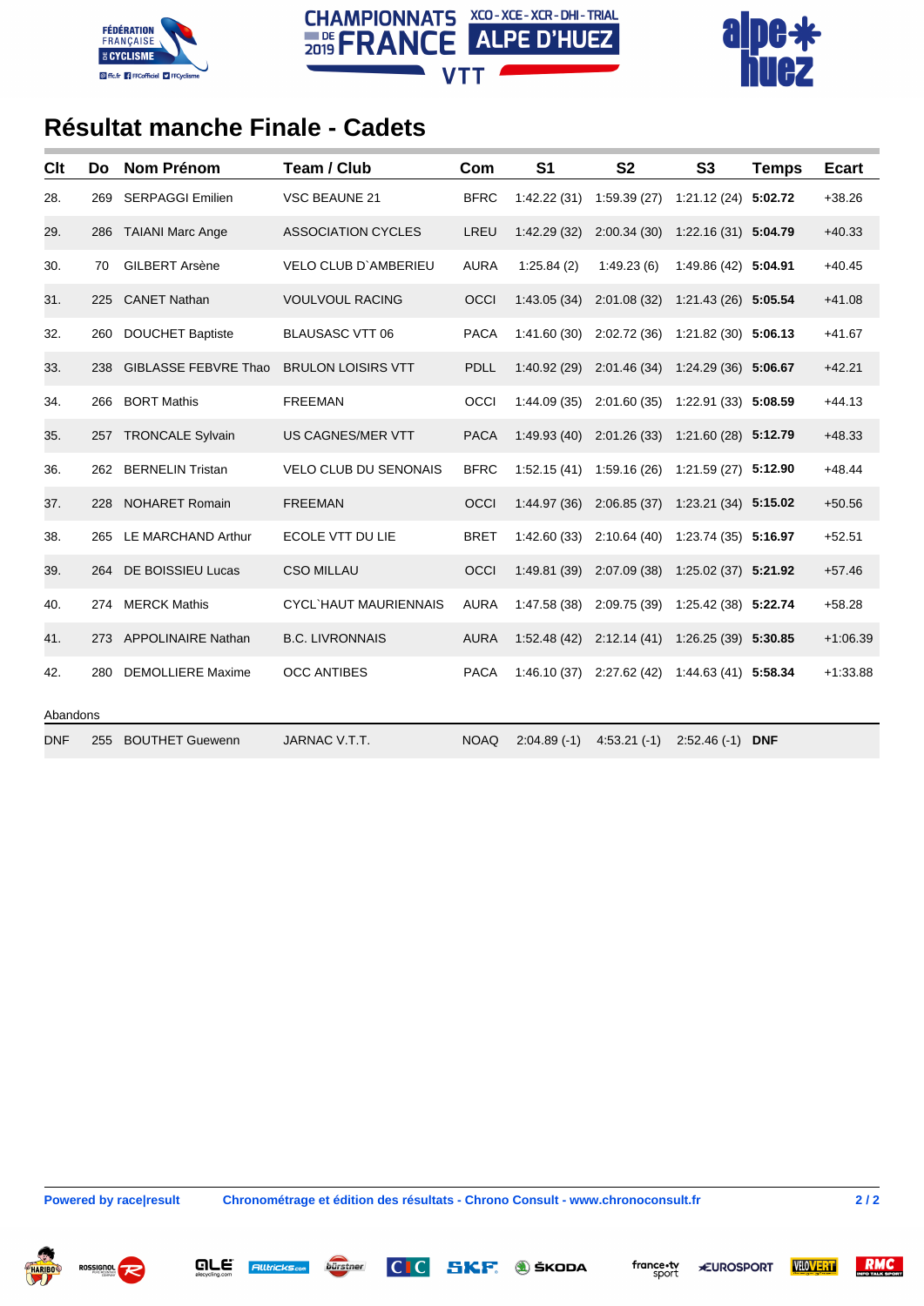## Résultat manche Finale - Cadets

| Clt | Do | Nom Prénom | Team / Club | Com | S1 | S2 | S3 | Temps | Ecart |
|---|---|---|---|---|---|---|---|---|---|
| 28. | 269 | SERPAGGI Emilien | VSC BEAUNE 21 | BFRC | 1:42.22 (31) | 1:59.39 (27) | 1:21.12 (24) | **5:02.72** | +38.26 |
| 29. | 286 | TAIANI Marc Ange | ASSOCIATION CYCLES | LREU | 1:42.29 (32) | 2:00.34 (30) | 1:22.16 (31) | **5:04.79** | +40.33 |
| 30. | 70 | GILBERT Arsène | VELO CLUB D`AMBERIEU | AURA | 1:25.84 (2) | 1:49.23 (6) | 1:49.86 (42) | **5:04.91** | +40.45 |
| 31. | 225 | CANET Nathan | VOULVOUL RACING | OCCI | 1:43.05 (34) | 2:01.08 (32) | 1:21.43 (26) | **5:05.54** | +41.08 |
| 32. | 260 | DOUCHET Baptiste | BLAUSASC VTT 06 | PACA | 1:41.60 (30) | 2:02.72 (36) | 1:21.82 (30) | **5:06.13** | +41.67 |
| 33. | 238 | GIBLASSE FEBVRE Thao | BRULON LOISIRS VTT | PDLL | 1:40.92 (29) | 2:01.46 (34) | 1:24.29 (36) | **5:06.67** | +42.21 |
| 34. | 266 | BORT Mathis | FREEMAN | OCCI | 1:44.09 (35) | 2:01.60 (35) | 1:22.91 (33) | **5:08.59** | +44.13 |
| 35. | 257 | TRONCALE Sylvain | US CAGNES/MER VTT | PACA | 1:49.93 (40) | 2:01.26 (33) | 1:21.60 (28) | **5:12.79** | +48.33 |
| 36. | 262 | BERNELIN Tristan | VELO CLUB DU SENONAIS | BFRC | 1:52.15 (41) | 1:59.16 (26) | 1:21.59 (27) | **5:12.90** | +48.44 |
| 37. | 228 | NOHARET Romain | FREEMAN | OCCI | 1:44.97 (36) | 2:06.85 (37) | 1:23.21 (34) | **5:15.02** | +50.56 |
| 38. | 265 | LE MARCHAND Arthur | ECOLE VTT DU LIE | BRET | 1:42.60 (33) | 2:10.64 (40) | 1:23.74 (35) | **5:16.97** | +52.51 |
| 39. | 264 | DE BOISSIEU Lucas | CSO MILLAU | OCCI | 1:49.81 (39) | 2:07.09 (38) | 1:25.02 (37) | **5:21.92** | +57.46 |
| 40. | 274 | MERCK Mathis | CYCL`HAUT MAURIENNAIS | AURA | 1:47.58 (38) | 2:09.75 (39) | 1:25.42 (38) | **5:22.74** | +58.28 |
| 41. | 273 | APPOLINAIRE Nathan | B.C. LIVRONNAIS | AURA | 1:52.48 (42) | 2:12.14 (41) | 1:26.25 (39) | **5:30.85** | +1:06.39 |
| 42. | 280 | DEMOLLIERE Maxime | OCC ANTIBES | PACA | 1:46.10 (37) | 2:27.62 (42) | 1:44.63 (41) | **5:58.34** | +1:33.88 |

Abandons

| | | | | | | | | | |
|---|---|---|---|---|---|---|---|---|---|
| DNF | 255 | BOUTHET Guewenn | JARNAC V.T.T. | NOAQ | 2:04.89 (-1) | 4:53.21 (-1) | 2:52.46 (-1) | **DNF** | |

**Powered by race|result** **Chronométrage et édition des résultats - Chrono Consult - www.chronoconsult.fr**